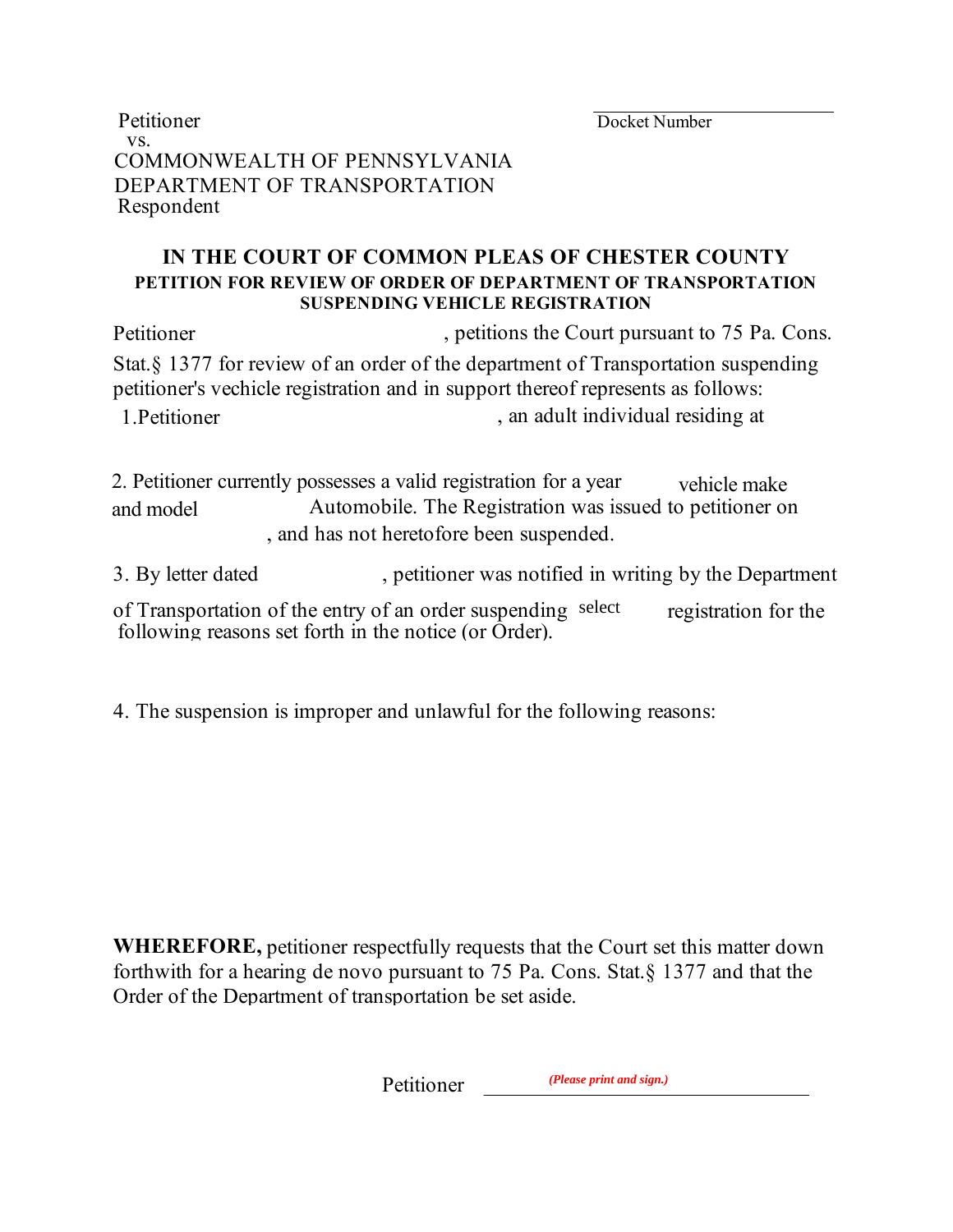Petitioner

vs.

COMMONWEALTH OF PENNSYLVANIA
DEPARTMENT OF TRANSPORTATION
Respondent

Docket Number

# IN THE COURT OF COMMON PLEAS OF CHESTER COUNTY

## PETITION FOR REVIEW OF ORDER OF DEPARTMENT OF TRANSPORTATION SUSPENDING VEHICLE REGISTRATION

Petitioner , petitions the Court pursuant to 75 Pa. Cons. Stat.§ 1377 for review of an order of the department of Transportation suspending petitioner's vechicle registration and in support thereof represents as follows:

1. Petitioner , an adult individual residing at

2. Petitioner currently possesses a valid registration for a year vehicle make and model Automobile. The Registration was issued to petitioner on , and has not heretofore been suspended.

3. By letter dated , petitioner was notified in writing by the Department of Transportation of the entry of an order suspending select registration for the following reasons set forth in the notice (or Order).

4. The suspension is improper and unlawful for the following reasons:

**WHEREFORE,** petitioner respectfully requests that the Court set this matter down forthwith for a hearing de novo pursuant to 75 Pa. Cons. Stat.§ 1377 and that the Order of the Department of transportation be set aside.

Petitioner ______________________ ***(Please print and sign.)***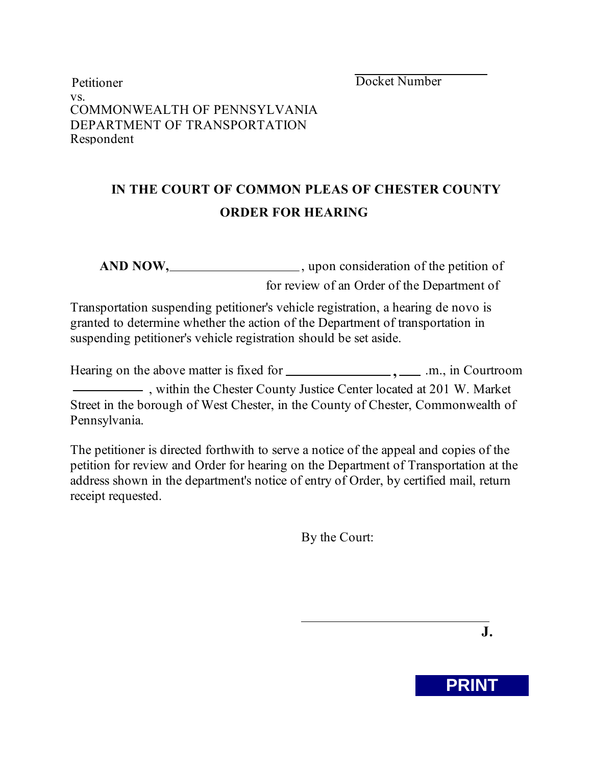Petitioner

vs.

COMMONWEALTH OF PENNSYLVANIA
DEPARTMENT OF TRANSPORTATION
Respondent

\_\_\_\_\_\_\_\_\_\_\_\_\_\_\_\_\_\_\_\_
Docket Number

**IN THE COURT OF COMMON PLEAS OF CHESTER COUNTY**

**ORDER FOR HEARING**

**AND NOW,**\_\_\_\_\_\_\_\_\_\_\_\_\_\_\_\_\_\_\_\_, upon consideration of the petition of \_\_\_\_\_\_\_\_\_\_\_\_\_\_\_\_\_\_\_\_ for review of an Order of the Department of Transportation suspending petitioner's vehicle registration, a hearing de novo is granted to determine whether the action of the Department of transportation in suspending petitioner's vehicle registration should be set aside.

Hearing on the above matter is fixed for \_\_\_\_\_\_\_\_\_\_\_\_\_\_\_\_, \_\_\_ .m., in Courtroom \_\_\_\_\_\_\_\_\_\_ , within the Chester County Justice Center located at 201 W. Market Street in the borough of West Chester, in the County of Chester, Commonwealth of Pennsylvania.

The petitioner is directed forthwith to serve a notice of the appeal and copies of the petition for review and Order for hearing on the Department of Transportation at the address shown in the department's notice of entry of Order, by certified mail, return receipt requested.

By the Court:

\_\_\_\_\_\_\_\_\_\_\_\_\_\_\_\_\_\_\_\_\_\_\_\_\_\_\_\_\_\_
**J.**

PRINT